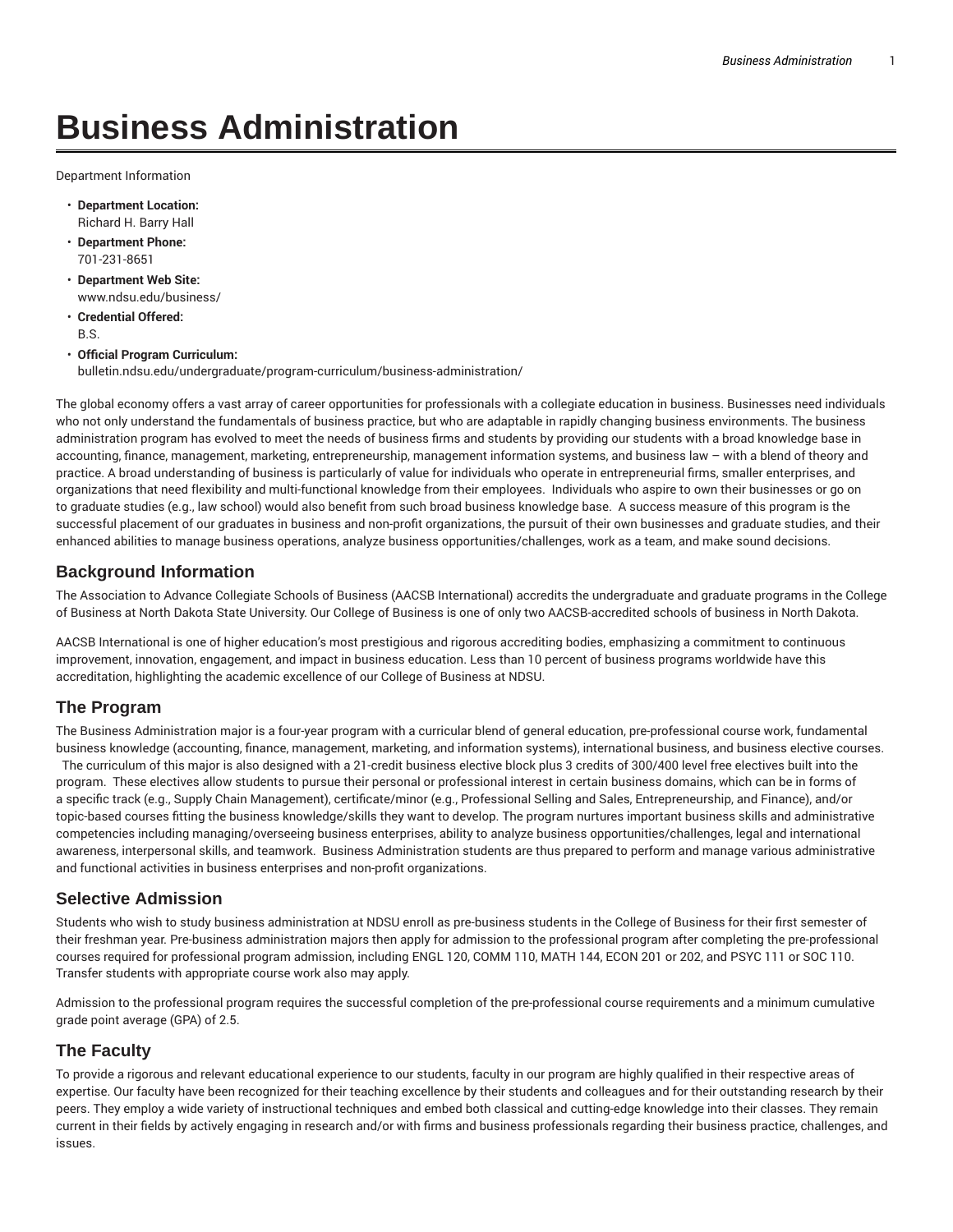# Business Administration

Department Information

- **Department Location:**
  Richard H. Barry Hall
- **Department Phone:**
  701-231-8651
- **Department Web Site:**
  www.ndsu.edu/business/
- **Credential Offered:**
  B.S.
- **Official Program Curriculum:**
  bulletin.ndsu.edu/undergraduate/program-curriculum/business-administration/

The global economy offers a vast array of career opportunities for professionals with a collegiate education in business. Businesses need individuals who not only understand the fundamentals of business practice, but who are adaptable in rapidly changing business environments. The business administration program has evolved to meet the needs of business firms and students by providing our students with a broad knowledge base in accounting, finance, management, marketing, entrepreneurship, management information systems, and business law – with a blend of theory and practice. A broad understanding of business is particularly of value for individuals who operate in entrepreneurial firms, smaller enterprises, and organizations that need flexibility and multi-functional knowledge from their employees. Individuals who aspire to own their businesses or go on to graduate studies (e.g., law school) would also benefit from such broad business knowledge base. A success measure of this program is the successful placement of our graduates in business and non-profit organizations, the pursuit of their own businesses and graduate studies, and their enhanced abilities to manage business operations, analyze business opportunities/challenges, work as a team, and make sound decisions.

## Background Information

The Association to Advance Collegiate Schools of Business (AACSB International) accredits the undergraduate and graduate programs in the College of Business at North Dakota State University. Our College of Business is one of only two AACSB-accredited schools of business in North Dakota.

AACSB International is one of higher education's most prestigious and rigorous accrediting bodies, emphasizing a commitment to continuous improvement, innovation, engagement, and impact in business education. Less than 10 percent of business programs worldwide have this accreditation, highlighting the academic excellence of our College of Business at NDSU.

## The Program

The Business Administration major is a four-year program with a curricular blend of general education, pre-professional course work, fundamental business knowledge (accounting, finance, management, marketing, and information systems), international business, and business elective courses. The curriculum of this major is also designed with a 21-credit business elective block plus 3 credits of 300/400 level free electives built into the program. These electives allow students to pursue their personal or professional interest in certain business domains, which can be in forms of a specific track (e.g., Supply Chain Management), certificate/minor (e.g., Professional Selling and Sales, Entrepreneurship, and Finance), and/or topic-based courses fitting the business knowledge/skills they want to develop. The program nurtures important business skills and administrative competencies including managing/overseeing business enterprises, ability to analyze business opportunities/challenges, legal and international awareness, interpersonal skills, and teamwork. Business Administration students are thus prepared to perform and manage various administrative and functional activities in business enterprises and non-profit organizations.

## Selective Admission

Students who wish to study business administration at NDSU enroll as pre-business students in the College of Business for their first semester of their freshman year. Pre-business administration majors then apply for admission to the professional program after completing the pre-professional courses required for professional program admission, including ENGL 120, COMM 110, MATH 144, ECON 201 or 202, and PSYC 111 or SOC 110. Transfer students with appropriate course work also may apply.

Admission to the professional program requires the successful completion of the pre-professional course requirements and a minimum cumulative grade point average (GPA) of 2.5.

## The Faculty

To provide a rigorous and relevant educational experience to our students, faculty in our program are highly qualified in their respective areas of expertise. Our faculty have been recognized for their teaching excellence by their students and colleagues and for their outstanding research by their peers. They employ a wide variety of instructional techniques and embed both classical and cutting-edge knowledge into their classes. They remain current in their fields by actively engaging in research and/or with firms and business professionals regarding their business practice, challenges, and issues.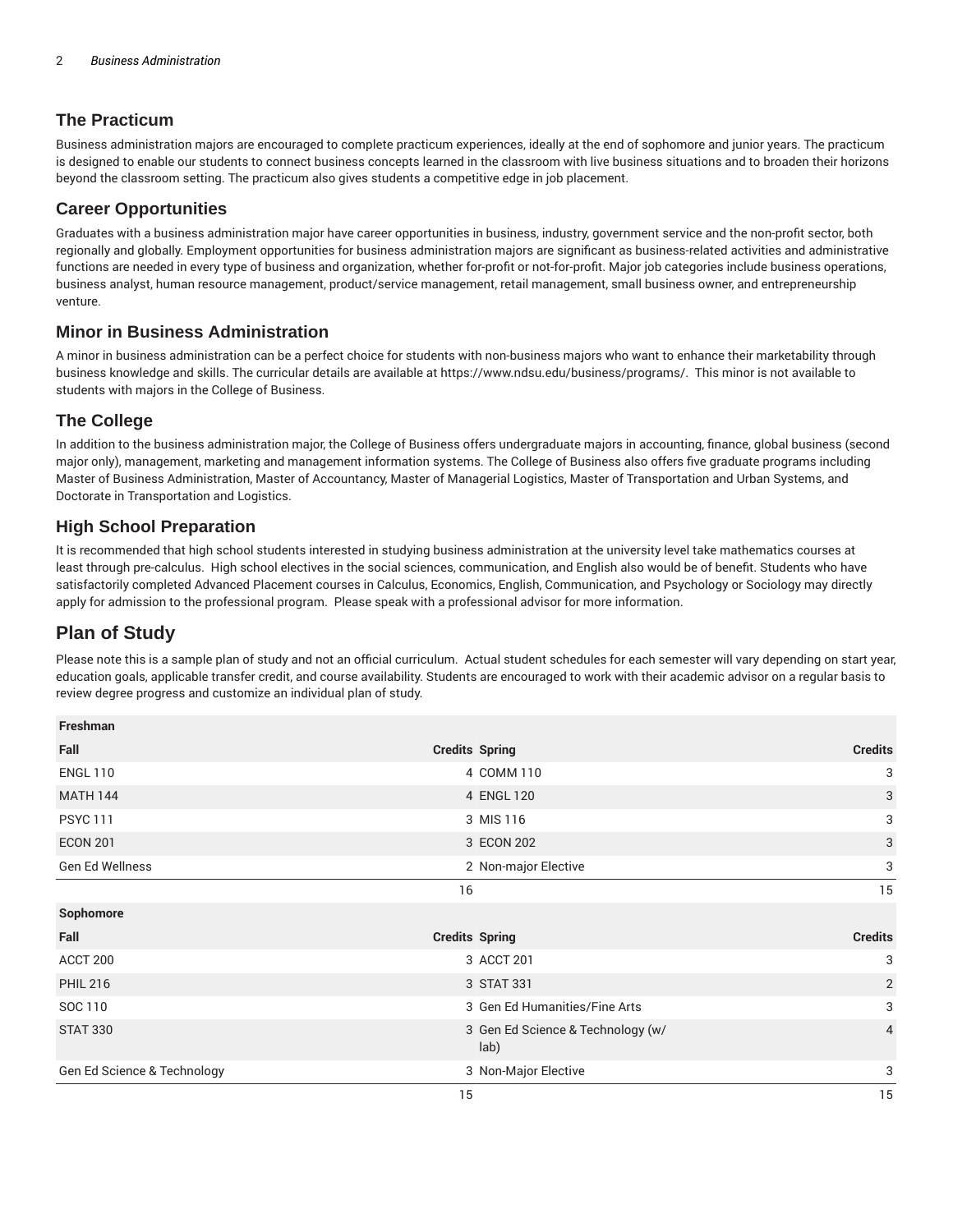## The Practicum

Business administration majors are encouraged to complete practicum experiences, ideally at the end of sophomore and junior years. The practicum is designed to enable our students to connect business concepts learned in the classroom with live business situations and to broaden their horizons beyond the classroom setting. The practicum also gives students a competitive edge in job placement.

## Career Opportunities

Graduates with a business administration major have career opportunities in business, industry, government service and the non-profit sector, both regionally and globally. Employment opportunities for business administration majors are significant as business-related activities and administrative functions are needed in every type of business and organization, whether for-profit or not-for-profit. Major job categories include business operations, business analyst, human resource management, product/service management, retail management, small business owner, and entrepreneurship venture.

## Minor in Business Administration

A minor in business administration can be a perfect choice for students with non-business majors who want to enhance their marketability through business knowledge and skills. The curricular details are available at https://www.ndsu.edu/business/programs/. This minor is not available to students with majors in the College of Business.

## The College

In addition to the business administration major, the College of Business offers undergraduate majors in accounting, finance, global business (second major only), management, marketing and management information systems. The College of Business also offers five graduate programs including Master of Business Administration, Master of Accountancy, Master of Managerial Logistics, Master of Transportation and Urban Systems, and Doctorate in Transportation and Logistics.

## High School Preparation

It is recommended that high school students interested in studying business administration at the university level take mathematics courses at least through pre-calculus. High school electives in the social sciences, communication, and English also would be of benefit. Students who have satisfactorily completed Advanced Placement courses in Calculus, Economics, English, Communication, and Psychology or Sociology may directly apply for admission to the professional program. Please speak with a professional advisor for more information.

# Plan of Study

Please note this is a sample plan of study and not an official curriculum. Actual student schedules for each semester will vary depending on start year, education goals, applicable transfer credit, and course availability. Students are encouraged to work with their academic advisor on a regular basis to review degree progress and customize an individual plan of study.

| **Freshman** | | | |
|---|---|---|---|
| **Fall** | **Credits** | **Spring** | **Credits** |
| ENGL 110 | 4 | COMM 110 | 3 |
| MATH 144 | 4 | ENGL 120 | 3 |
| PSYC 111 | 3 | MIS 116 | 3 |
| ECON 201 | 3 | ECON 202 | 3 |
| Gen Ed Wellness | 2 | Non-major Elective | 3 |
| | 16 | | 15 |
| **Sophomore** | | | |
| **Fall** | **Credits** | **Spring** | **Credits** |
| ACCT 200 | 3 | ACCT 201 | 3 |
| PHIL 216 | 3 | STAT 331 | 2 |
| SOC 110 | 3 | Gen Ed Humanities/Fine Arts | 3 |
| STAT 330 | 3 | Gen Ed Science & Technology (w/ lab) | 4 |
| Gen Ed Science & Technology | 3 | Non-Major Elective | 3 |
| | 15 | | 15 |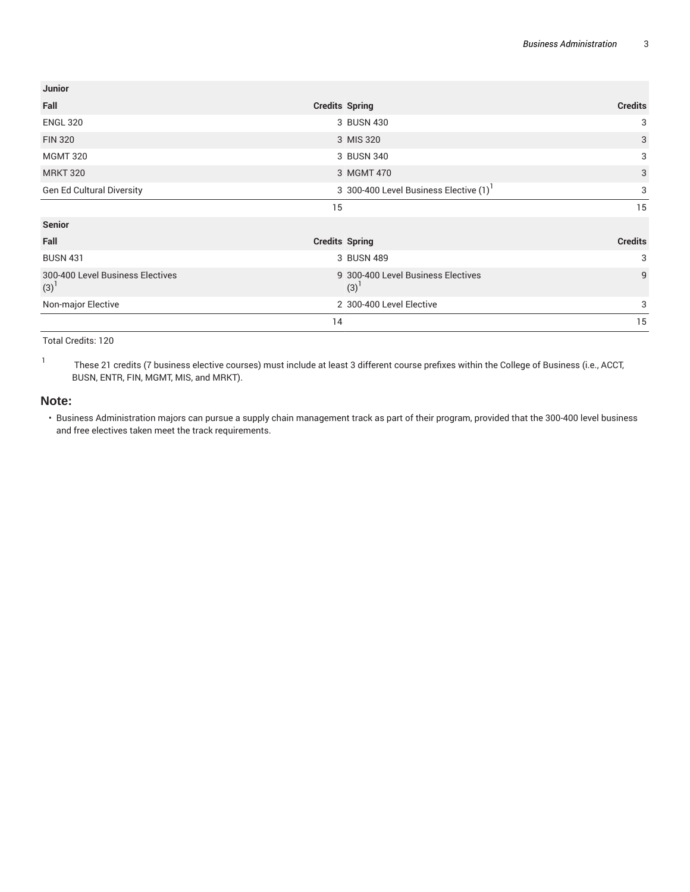| | | | |
|---|---|---|---|
| **Junior** | | | |
| **Fall** | **Credits** | **Spring** | **Credits** |
| ENGL 320 | 3 | BUSN 430 | 3 |
| FIN 320 | 3 | MIS 320 | 3 |
| MGMT 320 | 3 | BUSN 340 | 3 |
| MRKT 320 | 3 | MGMT 470 | 3 |
| Gen Ed Cultural Diversity | 3 | 300-400 Level Business Elective (1)[1] | 3 |
| | 15 | | 15 |
| **Senior** | | | |
| **Fall** | **Credits** | **Spring** | **Credits** |
| BUSN 431 | 3 | BUSN 489 | 3 |
| 300-400 Level Business Electives (3)[1] | 9 | 300-400 Level Business Electives (3)[1] | 9 |
| Non-major Elective | 2 | 300-400 Level Elective | 3 |
| | 14 | | 15 |

Total Credits: 120

[1] These 21 credits (7 business elective courses) must include at least 3 different course prefixes within the College of Business (i.e., ACCT, BUSN, ENTR, FIN, MGMT, MIS, and MRKT).

## Note:

- Business Administration majors can pursue a supply chain management track as part of their program, provided that the 300-400 level business and free electives taken meet the track requirements.